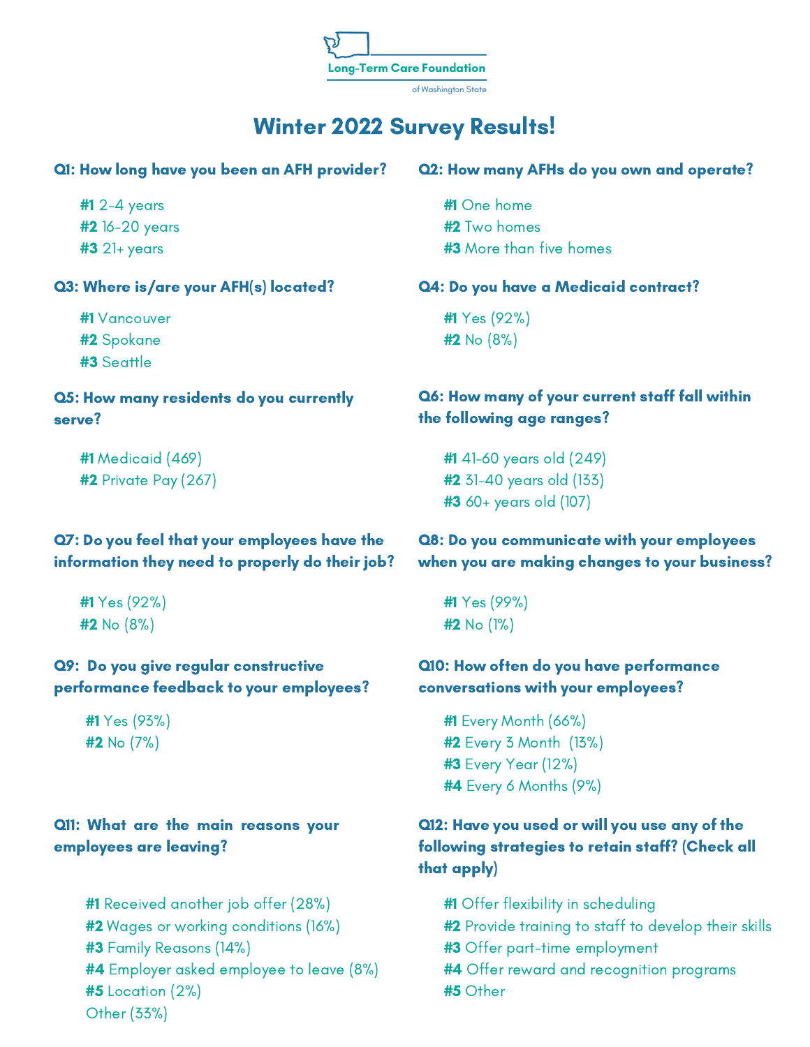Long-Term Care Foundation

of Washington State

# Winter 2022 Survey Results!

### Q1: How long have you been an AFH provider?

**#1** 2-4 years
**#2** 16-20 years
**#3** 21+ years

### Q2: How many AFHs do you own and operate?

**#1** One home
**#2** Two homes
**#3** More than five homes

### Q3: Where is/are your AFH(s) located?

**#1** Vancouver
**#2** Spokane
**#3** Seattle

### Q4: Do you have a Medicaid contract?

**#1** Yes (92%)
**#2** No (8%)

### Q5: How many residents do you currently serve?

**#1** Medicaid (469)
**#2** Private Pay (267)

### Q6: How many of your current staff fall within the following age ranges?

**#1** 41-60 years old (249)
**#2** 31-40 years old (133)
**#3** 60+ years old (107)

### Q7: Do you feel that your employees have the information they need to properly do their job?

**#1** Yes (92%)
**#2** No (8%)

### Q8: Do you communicate with your employees when you are making changes to your business?

**#1** Yes (99%)
**#2** No (1%)

### Q9: Do you give regular constructive performance feedback to your employees?

**#1** Yes (93%)
**#2** No (7%)

### Q10: How often do you have performance conversations with your employees?

**#1** Every Month (66%)
**#2** Every 3 Month (13%)
**#3** Every Year (12%)
**#4** Every 6 Months (9%)

### Q11: What are the main reasons your employees are leaving?

**#1** Received another job offer (28%)
**#2** Wages or working conditions (16%)
**#3** Family Reasons (14%)
**#4** Employer asked employee to leave (8%)
**#5** Location (2%)
Other (33%)

### Q12: Have you used or will you use any of the following strategies to retain staff? (Check all that apply)

**#1** Offer flexibility in scheduling
**#2** Provide training to staff to develop their skills
**#3** Offer part-time employment
**#4** Offer reward and recognition programs
**#5** Other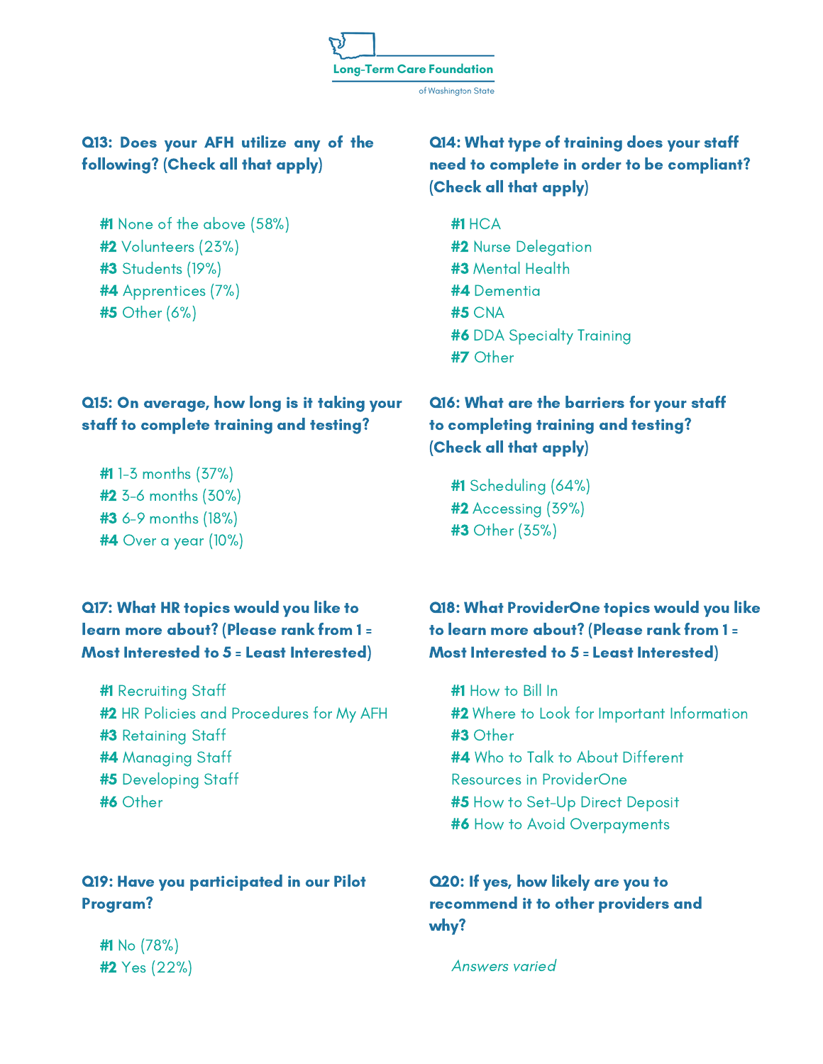Long-Term Care Foundation

of Washington State

**Q13: Does your AFH utilize any of the following? (Check all that apply)**

**#1** None of the above (58%)
**#2** Volunteers (23%)
**#3** Students (19%)
**#4** Apprentices (7%)
**#5** Other (6%)

**Q14: What type of training does your staff need to complete in order to be compliant? (Check all that apply)**

**#1** HCA
**#2** Nurse Delegation
**#3** Mental Health
**#4** Dementia
**#5** CNA
**#6** DDA Specialty Training
**#7** Other

**Q15: On average, how long is it taking your staff to complete training and testing?**

**#1** 1-3 months (37%)
**#2** 3-6 months (30%)
**#3** 6-9 months (18%)
**#4** Over a year (10%)

**Q16: What are the barriers for your staff to completing training and testing? (Check all that apply)**

**#1** Scheduling (64%)
**#2** Accessing (39%)
**#3** Other (35%)

**Q17: What HR topics would you like to learn more about? (Please rank from 1 = Most Interested to 5 = Least Interested)**

**#1** Recruiting Staff
**#2** HR Policies and Procedures for My AFH
**#3** Retaining Staff
**#4** Managing Staff
**#5** Developing Staff
**#6** Other

**Q18: What ProviderOne topics would you like to learn more about? (Please rank from 1 = Most Interested to 5 = Least Interested)**

**#1** How to Bill In
**#2** Where to Look for Important Information
**#3** Other
**#4** Who to Talk to About Different Resources in ProviderOne
**#5** How to Set-Up Direct Deposit
**#6** How to Avoid Overpayments

**Q19: Have you participated in our Pilot Program?**

**#1** No (78%)
**#2** Yes (22%)

**Q20: If yes, how likely are you to recommend it to other providers and why?**

*Answers varied*